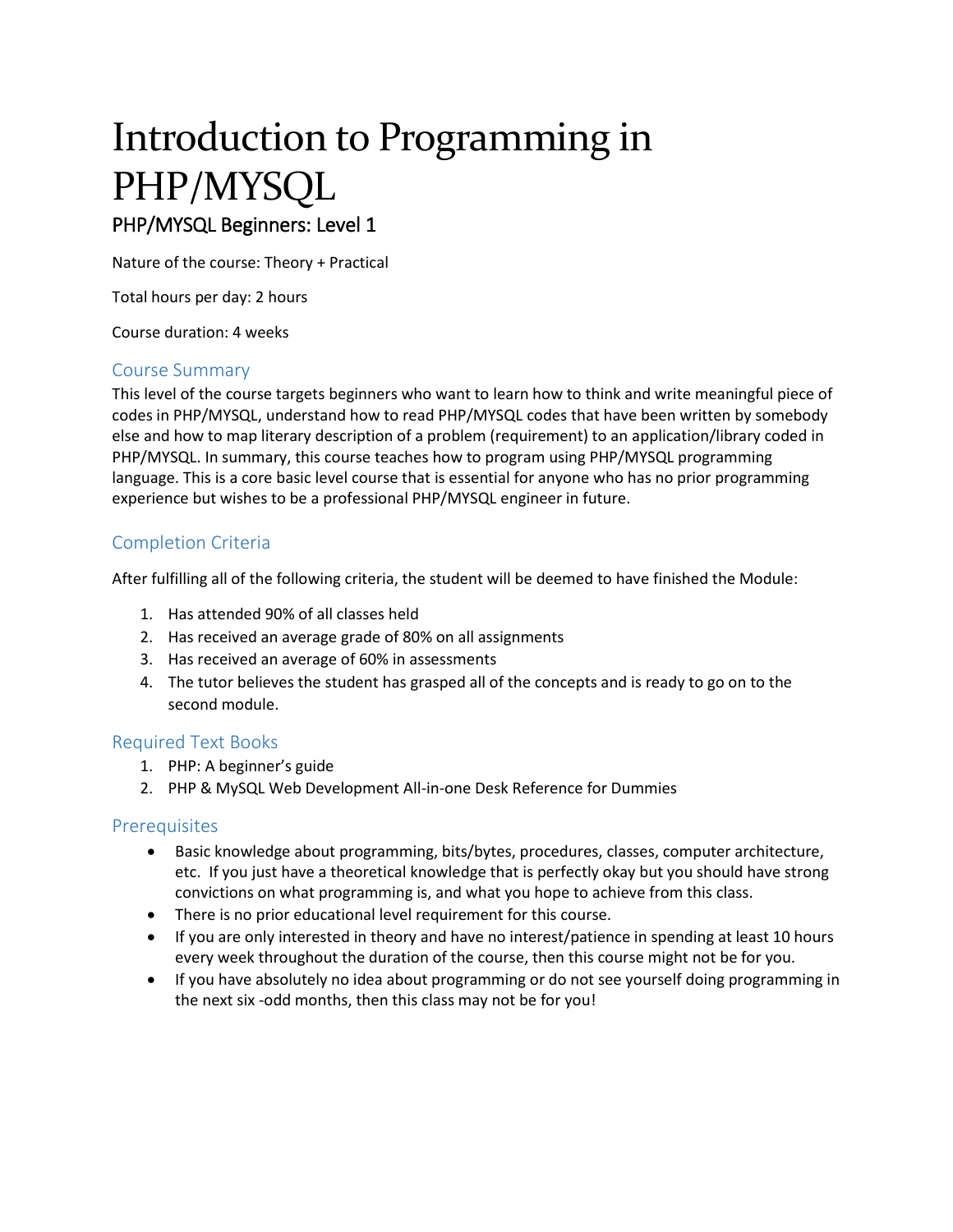# Introduction to Programming in PHP/MYSQL

## PHP/MYSQL Beginners: Level 1

Nature of the course: Theory + Practical

Total hours per day: 2 hours

Course duration: 4 weeks

### Course Summary

This level of the course targets beginners who want to learn how to think and write meaningful piece of codes in PHP/MYSQL, understand how to read PHP/MYSQL codes that have been written by somebody else and how to map literary description of a problem (requirement) to an application/library coded in PHP/MYSQL. In summary, this course teaches how to program using PHP/MYSQL programming language. This is a core basic level course that is essential for anyone who has no prior programming experience but wishes to be a professional PHP/MYSQL engineer in future.

### Completion Criteria

After fulfilling all of the following criteria, the student will be deemed to have finished the Module:

1. Has attended 90% of all classes held
2. Has received an average grade of 80% on all assignments
3. Has received an average of 60% in assessments
4. The tutor believes the student has grasped all of the concepts and is ready to go on to the second module.

### Required Text Books

1. PHP: A beginner's guide
2. PHP & MySQL Web Development All-in-one Desk Reference for Dummies

### Prerequisites

- Basic knowledge about programming, bits/bytes, procedures, classes, computer architecture, etc. If you just have a theoretical knowledge that is perfectly okay but you should have strong convictions on what programming is, and what you hope to achieve from this class.
- There is no prior educational level requirement for this course.
- If you are only interested in theory and have no interest/patience in spending at least 10 hours every week throughout the duration of the course, then this course might not be for you.
- If you have absolutely no idea about programming or do not see yourself doing programming in the next six -odd months, then this class may not be for you!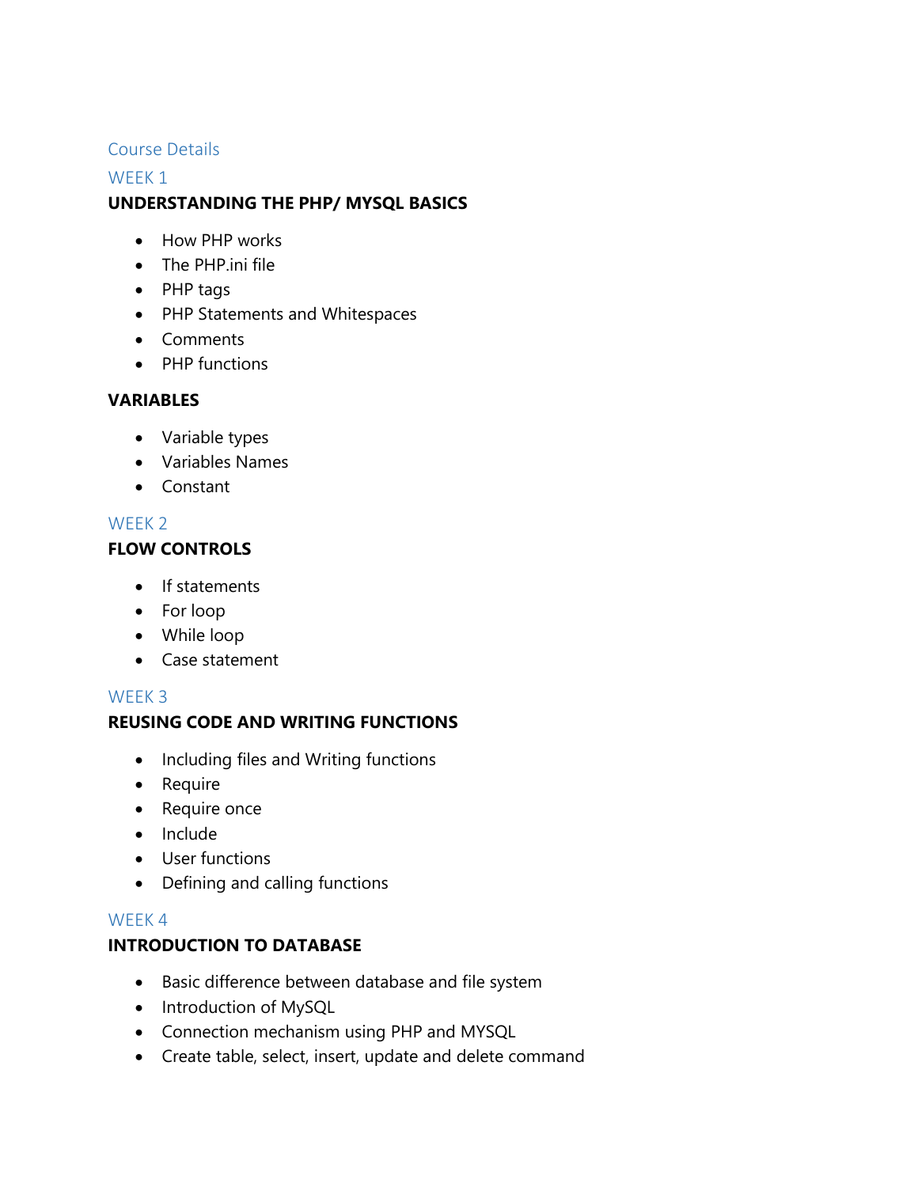## Course Details

### WEEK 1

**UNDERSTANDING THE PHP/ MYSQL BASICS**

- How PHP works
- The PHP.ini file
- PHP tags
- PHP Statements and Whitespaces
- Comments
- PHP functions

**VARIABLES**

- Variable types
- Variables Names
- Constant

### WEEK 2

**FLOW CONTROLS**

- If statements
- For loop
- While loop
- Case statement

### WEEK 3

**REUSING CODE AND WRITING FUNCTIONS**

- Including files and Writing functions
- Require
- Require once
- Include
- User functions
- Defining and calling functions

### WEEK 4

**INTRODUCTION TO DATABASE**

- Basic difference between database and file system
- Introduction of MySQL
- Connection mechanism using PHP and MYSQL
- Create table, select, insert, update and delete command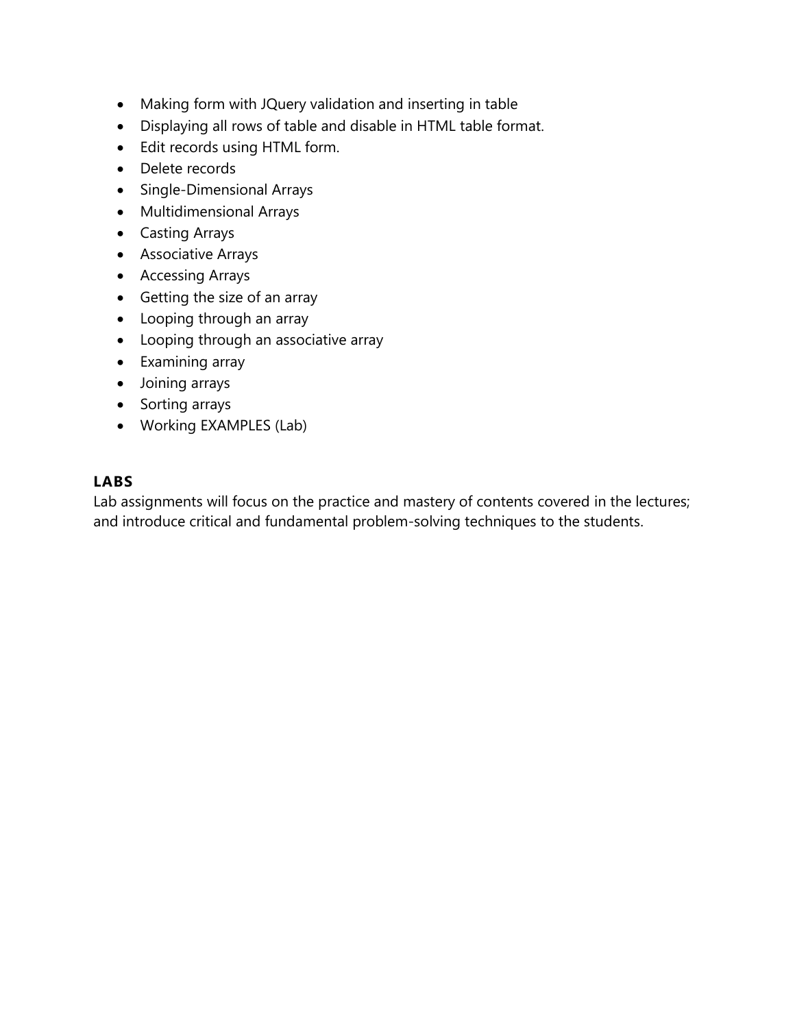- Making form with JQuery validation and inserting in table
- Displaying all rows of table and disable in HTML table format.
- Edit records using HTML form.
- Delete records
- Single-Dimensional Arrays
- Multidimensional Arrays
- Casting Arrays
- Associative Arrays
- Accessing Arrays
- Getting the size of an array
- Looping through an array
- Looping through an associative array
- Examining array
- Joining arrays
- Sorting arrays
- Working EXAMPLES (Lab)

### LABS

Lab assignments will focus on the practice and mastery of contents covered in the lectures; and introduce critical and fundamental problem-solving techniques to the students.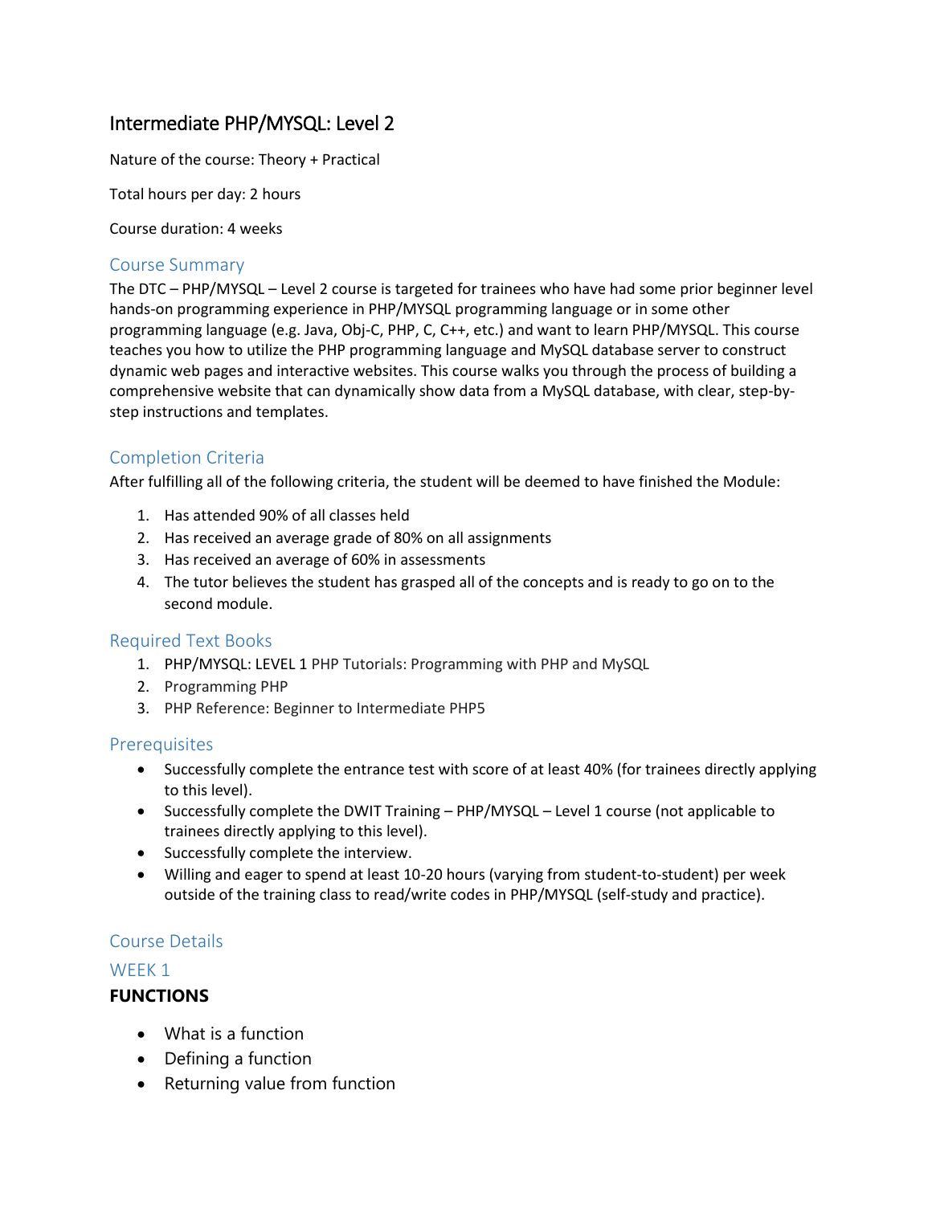# Intermediate PHP/MYSQL: Level 2

Nature of the course: Theory + Practical

Total hours per day: 2 hours

Course duration: 4 weeks

## Course Summary

The DTC – PHP/MYSQL – Level 2 course is targeted for trainees who have had some prior beginner level hands-on programming experience in PHP/MYSQL programming language or in some other programming language (e.g. Java, Obj-C, PHP, C, C++, etc.) and want to learn PHP/MYSQL. This course teaches you how to utilize the PHP programming language and MySQL database server to construct dynamic web pages and interactive websites. This course walks you through the process of building a comprehensive website that can dynamically show data from a MySQL database, with clear, step-by-step instructions and templates.

## Completion Criteria

After fulfilling all of the following criteria, the student will be deemed to have finished the Module:

1. Has attended 90% of all classes held
2. Has received an average grade of 80% on all assignments
3. Has received an average of 60% in assessments
4. The tutor believes the student has grasped all of the concepts and is ready to go on to the second module.

## Required Text Books

1. PHP/MYSQL: LEVEL 1 PHP Tutorials: Programming with PHP and MySQL
2. Programming PHP
3. PHP Reference: Beginner to Intermediate PHP5

## Prerequisites

- Successfully complete the entrance test with score of at least 40% (for trainees directly applying to this level).
- Successfully complete the DWIT Training – PHP/MYSQL – Level 1 course (not applicable to trainees directly applying to this level).
- Successfully complete the interview.
- Willing and eager to spend at least 10-20 hours (varying from student-to-student) per week outside of the training class to read/write codes in PHP/MYSQL (self-study and practice).

## Course Details

### WEEK 1

**FUNCTIONS**

- What is a function
- Defining a function
- Returning value from function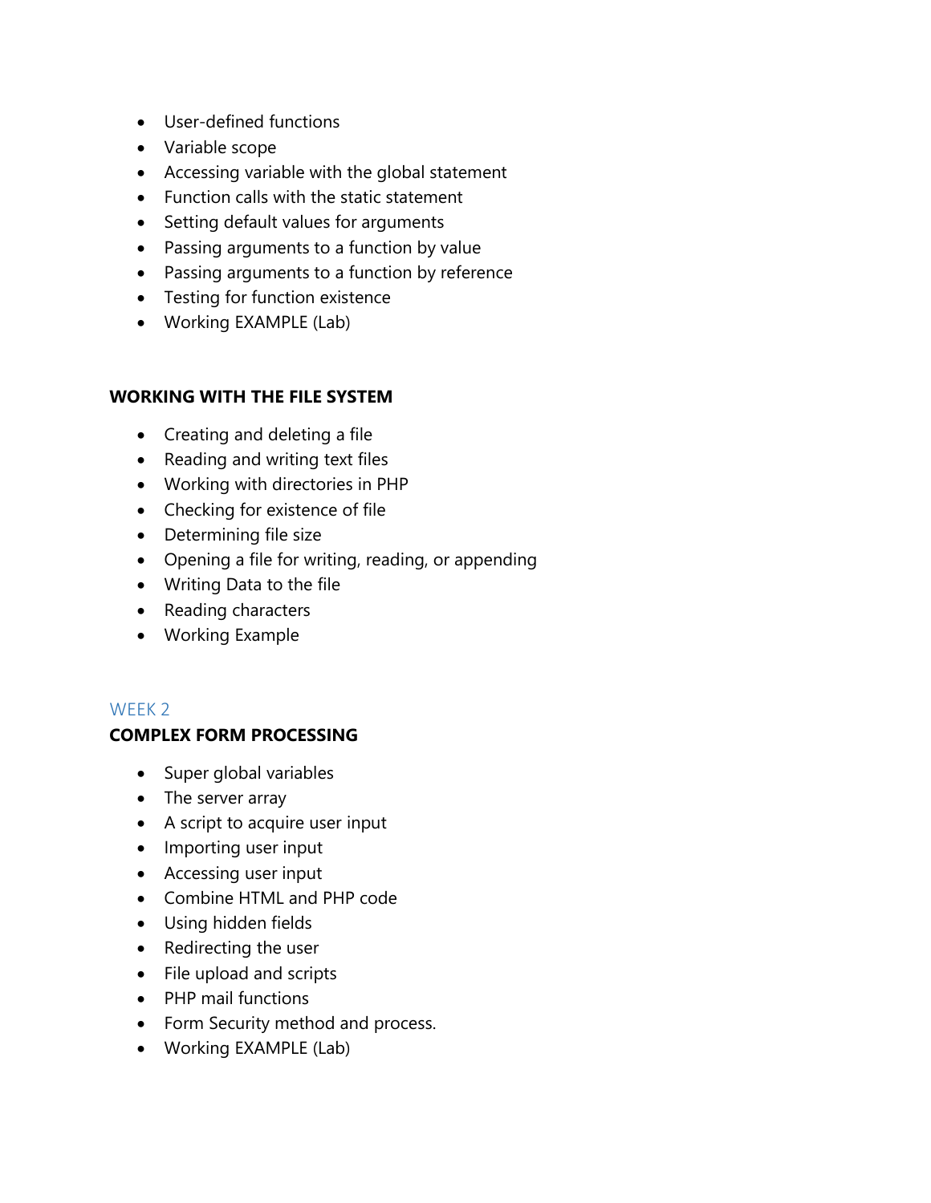- User-defined functions
- Variable scope
- Accessing variable with the global statement
- Function calls with the static statement
- Setting default values for arguments
- Passing arguments to a function by value
- Passing arguments to a function by reference
- Testing for function existence
- Working EXAMPLE (Lab)

**WORKING WITH THE FILE SYSTEM**

- Creating and deleting a file
- Reading and writing text files
- Working with directories in PHP
- Checking for existence of file
- Determining file size
- Opening a file for writing, reading, or appending
- Writing Data to the file
- Reading characters
- Working Example

## WEEK 2

**COMPLEX FORM PROCESSING**

- Super global variables
- The server array
- A script to acquire user input
- Importing user input
- Accessing user input
- Combine HTML and PHP code
- Using hidden fields
- Redirecting the user
- File upload and scripts
- PHP mail functions
- Form Security method and process.
- Working EXAMPLE (Lab)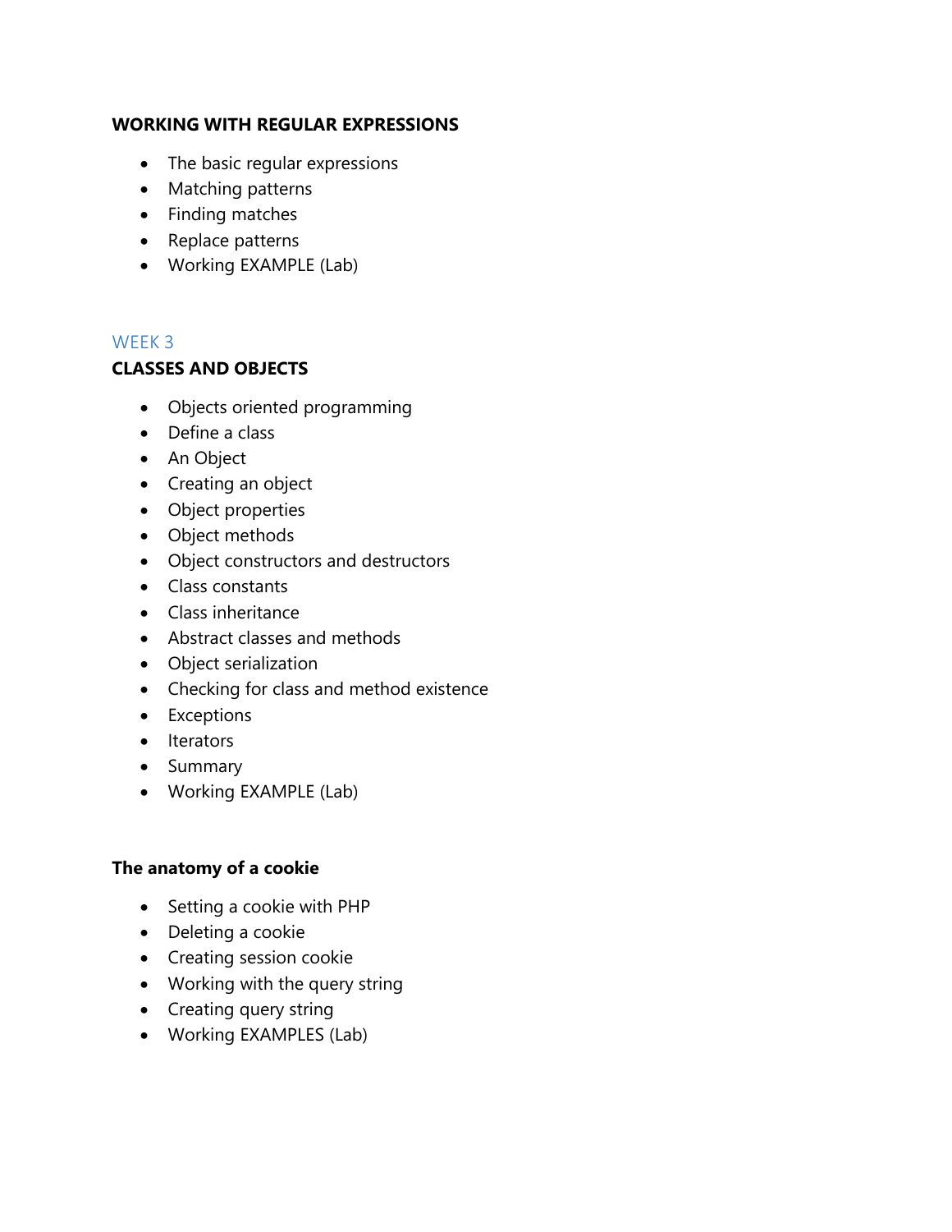**WORKING WITH REGULAR EXPRESSIONS**

- The basic regular expressions
- Matching patterns
- Finding matches
- Replace patterns
- Working EXAMPLE (Lab)

## WEEK 3

**CLASSES AND OBJECTS**

- Objects oriented programming
- Define a class
- An Object
- Creating an object
- Object properties
- Object methods
- Object constructors and destructors
- Class constants
- Class inheritance
- Abstract classes and methods
- Object serialization
- Checking for class and method existence
- Exceptions
- Iterators
- Summary
- Working EXAMPLE (Lab)

**The anatomy of a cookie**

- Setting a cookie with PHP
- Deleting a cookie
- Creating session cookie
- Working with the query string
- Creating query string
- Working EXAMPLES (Lab)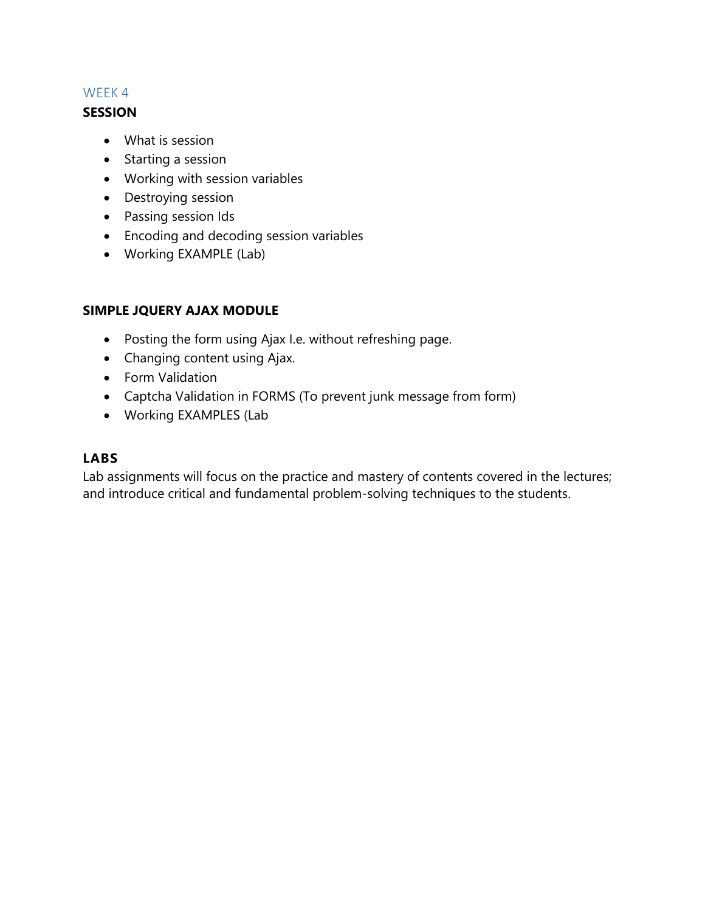## WEEK 4

**SESSION**

- What is session
- Starting a session
- Working with session variables
- Destroying session
- Passing session Ids
- Encoding and decoding session variables
- Working EXAMPLE (Lab)

**SIMPLE JQUERY AJAX MODULE**

- Posting the form using Ajax I.e. without refreshing page.
- Changing content using Ajax.
- Form Validation
- Captcha Validation in FORMS (To prevent junk message from form)
- Working EXAMPLES (Lab

**LABS**

Lab assignments will focus on the practice and mastery of contents covered in the lectures; and introduce critical and fundamental problem-solving techniques to the students.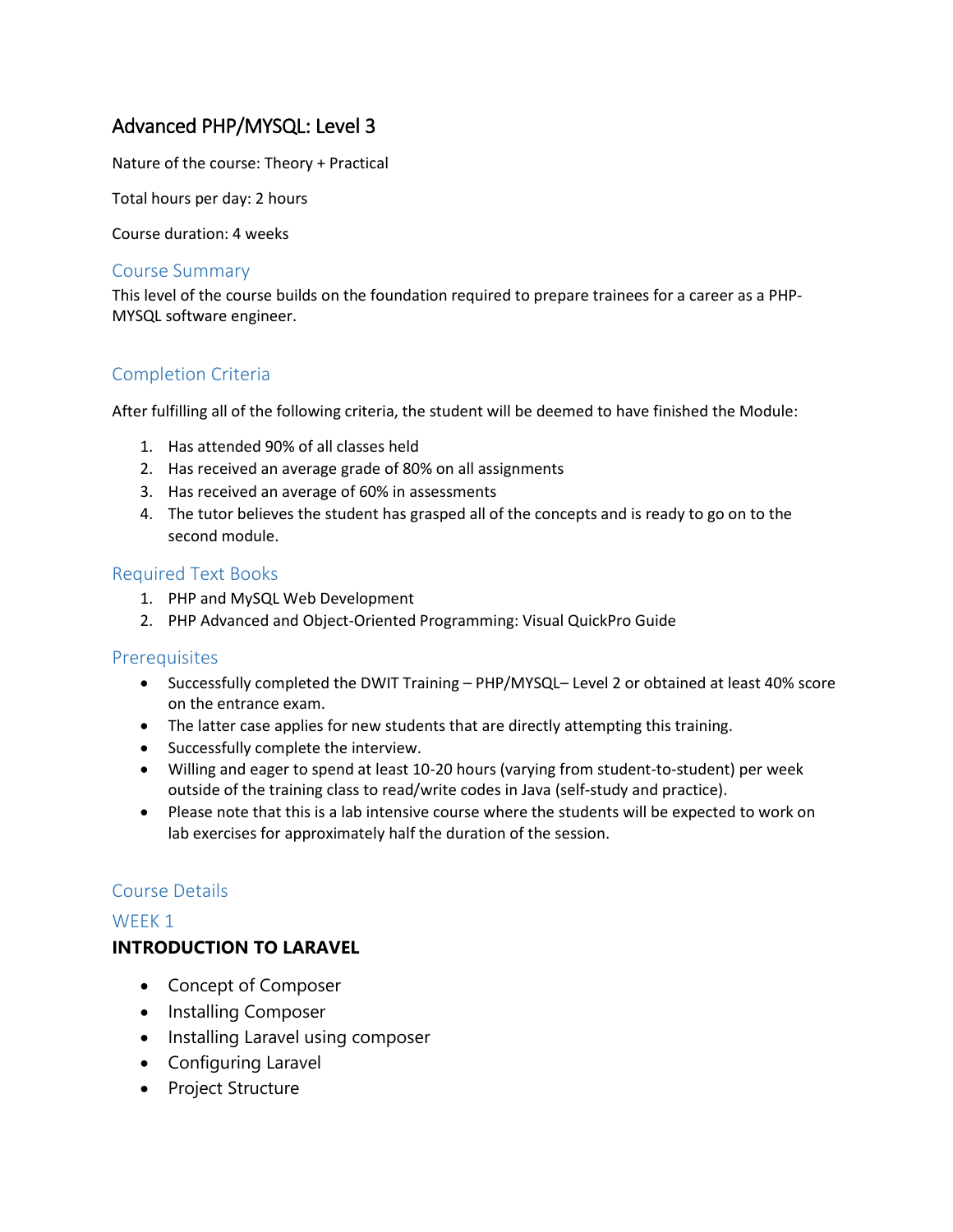# Advanced PHP/MYSQL: Level 3

Nature of the course: Theory + Practical

Total hours per day: 2 hours

Course duration: 4 weeks

## Course Summary

This level of the course builds on the foundation required to prepare trainees for a career as a PHP-MYSQL software engineer.

## Completion Criteria

After fulfilling all of the following criteria, the student will be deemed to have finished the Module:

1. Has attended 90% of all classes held
2. Has received an average grade of 80% on all assignments
3. Has received an average of 60% in assessments
4. The tutor believes the student has grasped all of the concepts and is ready to go on to the second module.

## Required Text Books

1. PHP and MySQL Web Development
2. PHP Advanced and Object-Oriented Programming: Visual QuickPro Guide

## Prerequisites

- Successfully completed the DWIT Training – PHP/MYSQL– Level 2 or obtained at least 40% score on the entrance exam.
- The latter case applies for new students that are directly attempting this training.
- Successfully complete the interview.
- Willing and eager to spend at least 10-20 hours (varying from student-to-student) per week outside of the training class to read/write codes in Java (self-study and practice).
- Please note that this is a lab intensive course where the students will be expected to work on lab exercises for approximately half the duration of the session.

## Course Details

### WEEK 1

**INTRODUCTION TO LARAVEL**

- Concept of Composer
- Installing Composer
- Installing Laravel using composer
- Configuring Laravel
- Project Structure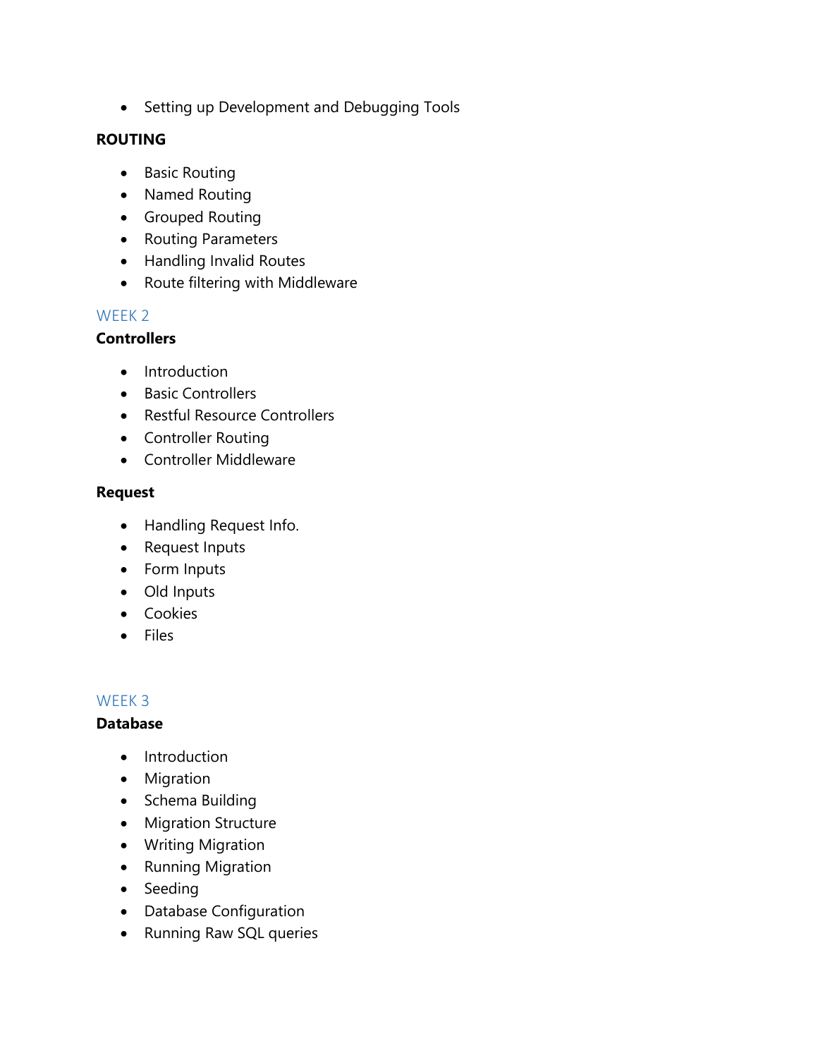- Setting up Development and Debugging Tools

**ROUTING**

- Basic Routing
- Named Routing
- Grouped Routing
- Routing Parameters
- Handling Invalid Routes
- Route filtering with Middleware

## WEEK 2

**Controllers**

- Introduction
- Basic Controllers
- Restful Resource Controllers
- Controller Routing
- Controller Middleware

**Request**

- Handling Request Info.
- Request Inputs
- Form Inputs
- Old Inputs
- Cookies
- Files

## WEEK 3

**Database**

- Introduction
- Migration
- Schema Building
- Migration Structure
- Writing Migration
- Running Migration
- Seeding
- Database Configuration
- Running Raw SQL queries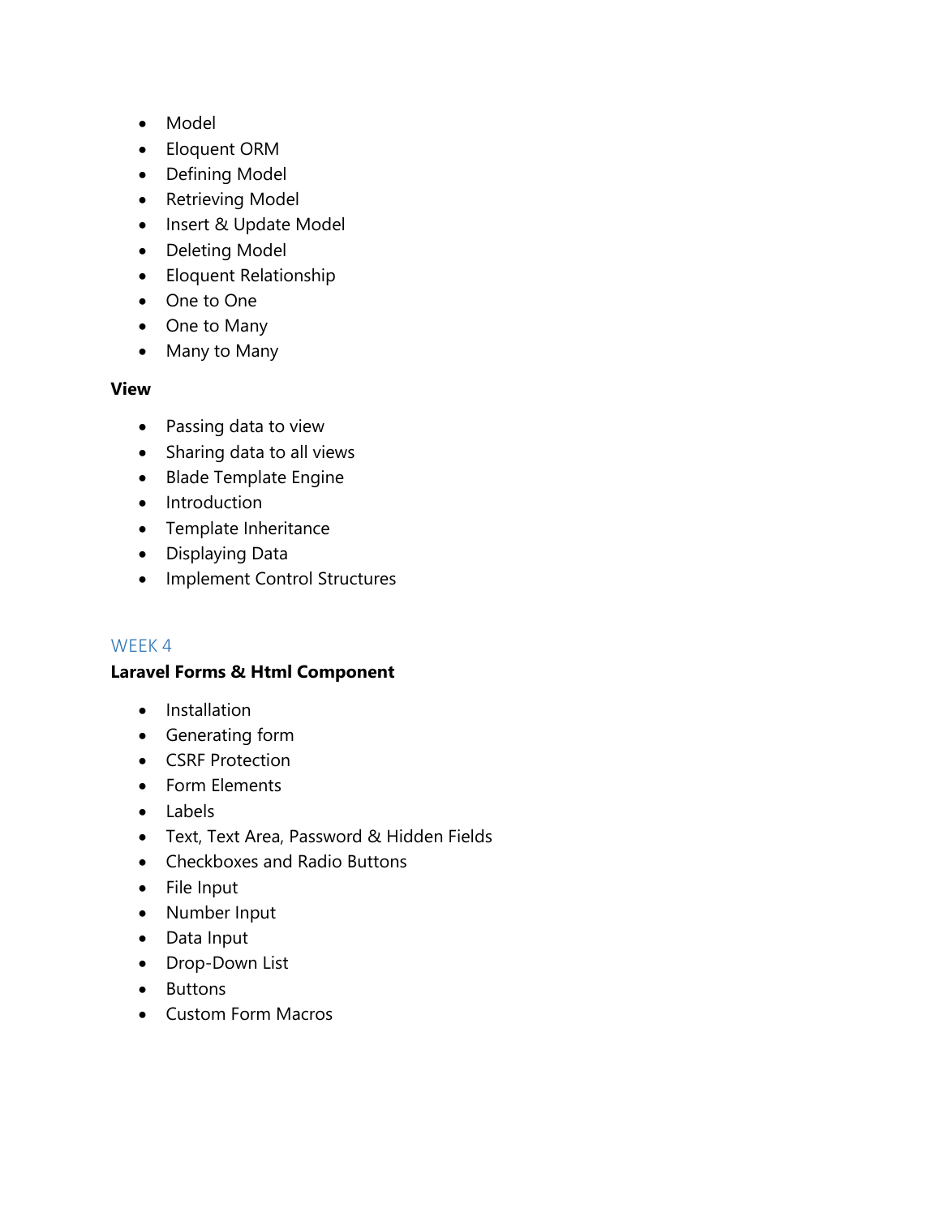- Model
- Eloquent ORM
- Defining Model
- Retrieving Model
- Insert & Update Model
- Deleting Model
- Eloquent Relationship
- One to One
- One to Many
- Many to Many

**View**

- Passing data to view
- Sharing data to all views
- Blade Template Engine
- Introduction
- Template Inheritance
- Displaying Data
- Implement Control Structures

## WEEK 4

**Laravel Forms & Html Component**

- Installation
- Generating form
- CSRF Protection
- Form Elements
- Labels
- Text, Text Area, Password & Hidden Fields
- Checkboxes and Radio Buttons
- File Input
- Number Input
- Data Input
- Drop-Down List
- Buttons
- Custom Form Macros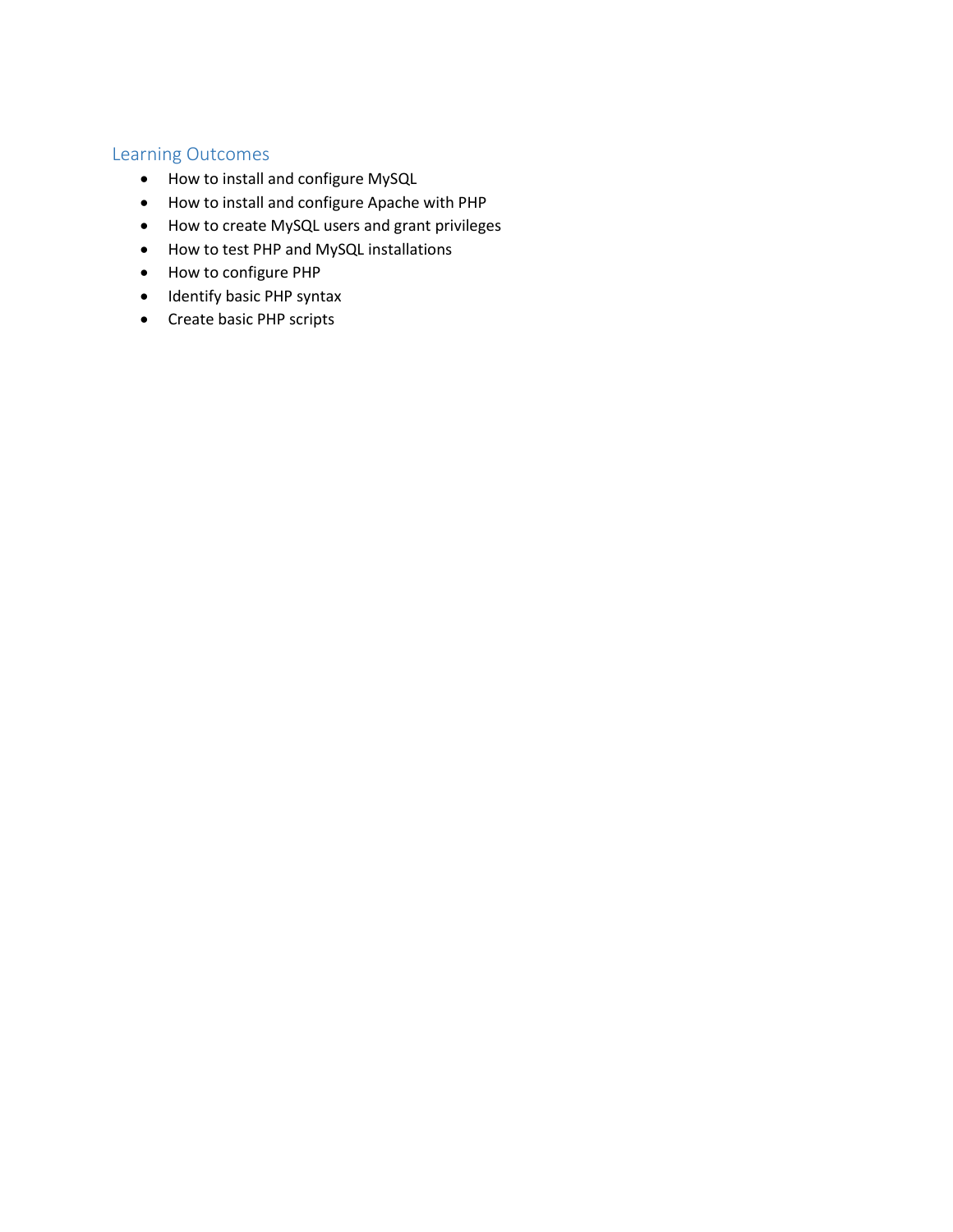## Learning Outcomes

- How to install and configure MySQL
- How to install and configure Apache with PHP
- How to create MySQL users and grant privileges
- How to test PHP and MySQL installations
- How to configure PHP
- Identify basic PHP syntax
- Create basic PHP scripts